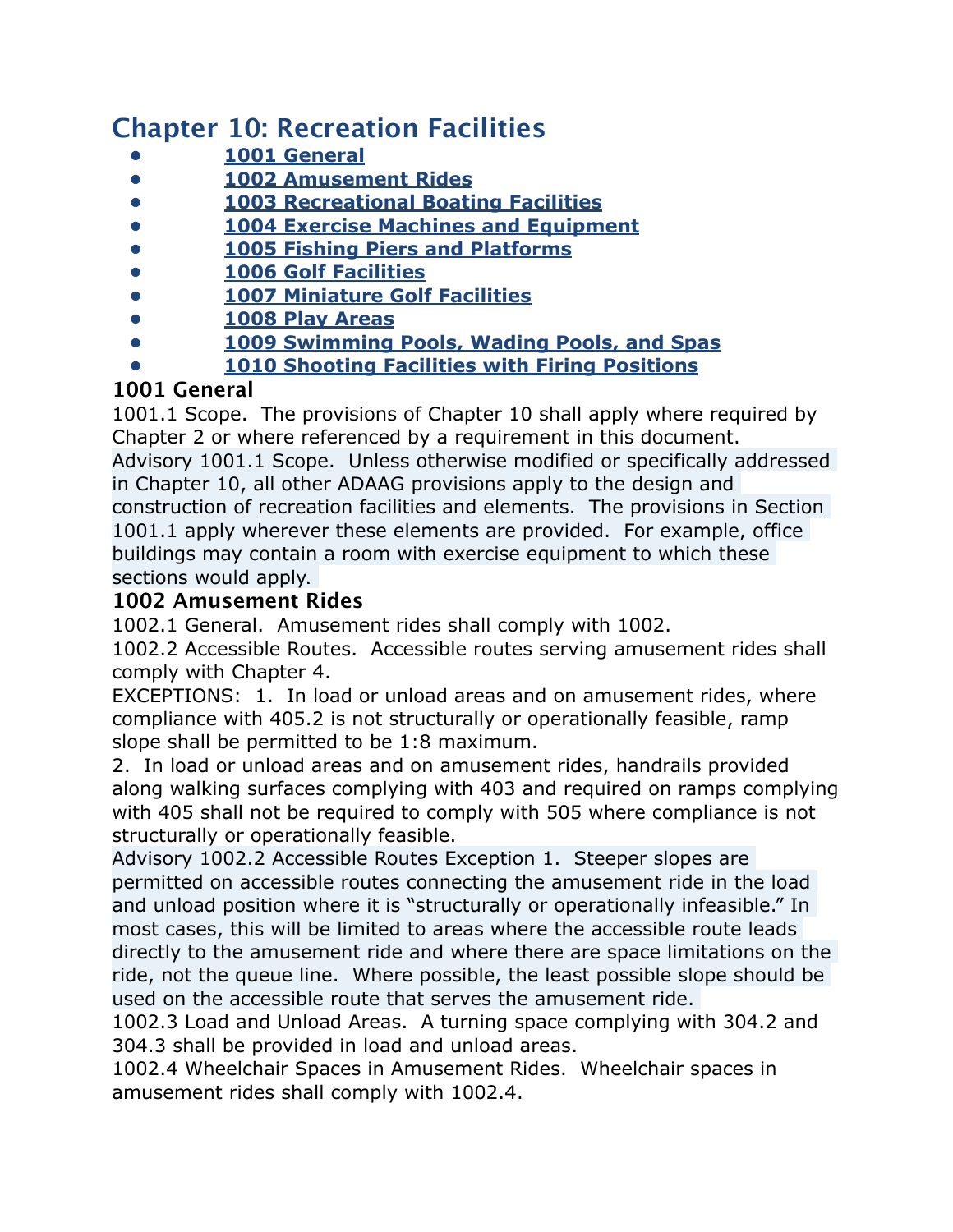# Chapter 10: Recreation Facilities

- [1001 General]
- [1002 Amusement Rides]
- [1003 Recreational Boating Facilities]
- [1004 Exercise Machines and Equipment]
- [1005 Fishing Piers and Platforms]
- [1006 Golf Facilities]
- [1007 Miniature Golf Facilities]
- [1008 Play Areas]
- [1009 Swimming Pools, Wading Pools, and Spas]
- [1010 Shooting Facilities with Firing Positions]

## 1001 General

1001.1 Scope. The provisions of Chapter 10 shall apply where required by Chapter 2 or where referenced by a requirement in this document.

Advisory 1001.1 Scope. Unless otherwise modified or specifically addressed in Chapter 10, all other ADAAG provisions apply to the design and construction of recreation facilities and elements. The provisions in Section 1001.1 apply wherever these elements are provided. For example, office buildings may contain a room with exercise equipment to which these sections would apply.

## 1002 Amusement Rides

1002.1 General. Amusement rides shall comply with 1002.

1002.2 Accessible Routes. Accessible routes serving amusement rides shall comply with Chapter 4.

EXCEPTIONS: 1. In load or unload areas and on amusement rides, where compliance with 405.2 is not structurally or operationally feasible, ramp slope shall be permitted to be 1:8 maximum.

2. In load or unload areas and on amusement rides, handrails provided along walking surfaces complying with 403 and required on ramps complying with 405 shall not be required to comply with 505 where compliance is not structurally or operationally feasible.

Advisory 1002.2 Accessible Routes Exception 1. Steeper slopes are permitted on accessible routes connecting the amusement ride in the load and unload position where it is "structurally or operationally infeasible." In most cases, this will be limited to areas where the accessible route leads directly to the amusement ride and where there are space limitations on the ride, not the queue line. Where possible, the least possible slope should be used on the accessible route that serves the amusement ride.

1002.3 Load and Unload Areas. A turning space complying with 304.2 and 304.3 shall be provided in load and unload areas.

1002.4 Wheelchair Spaces in Amusement Rides. Wheelchair spaces in amusement rides shall comply with 1002.4.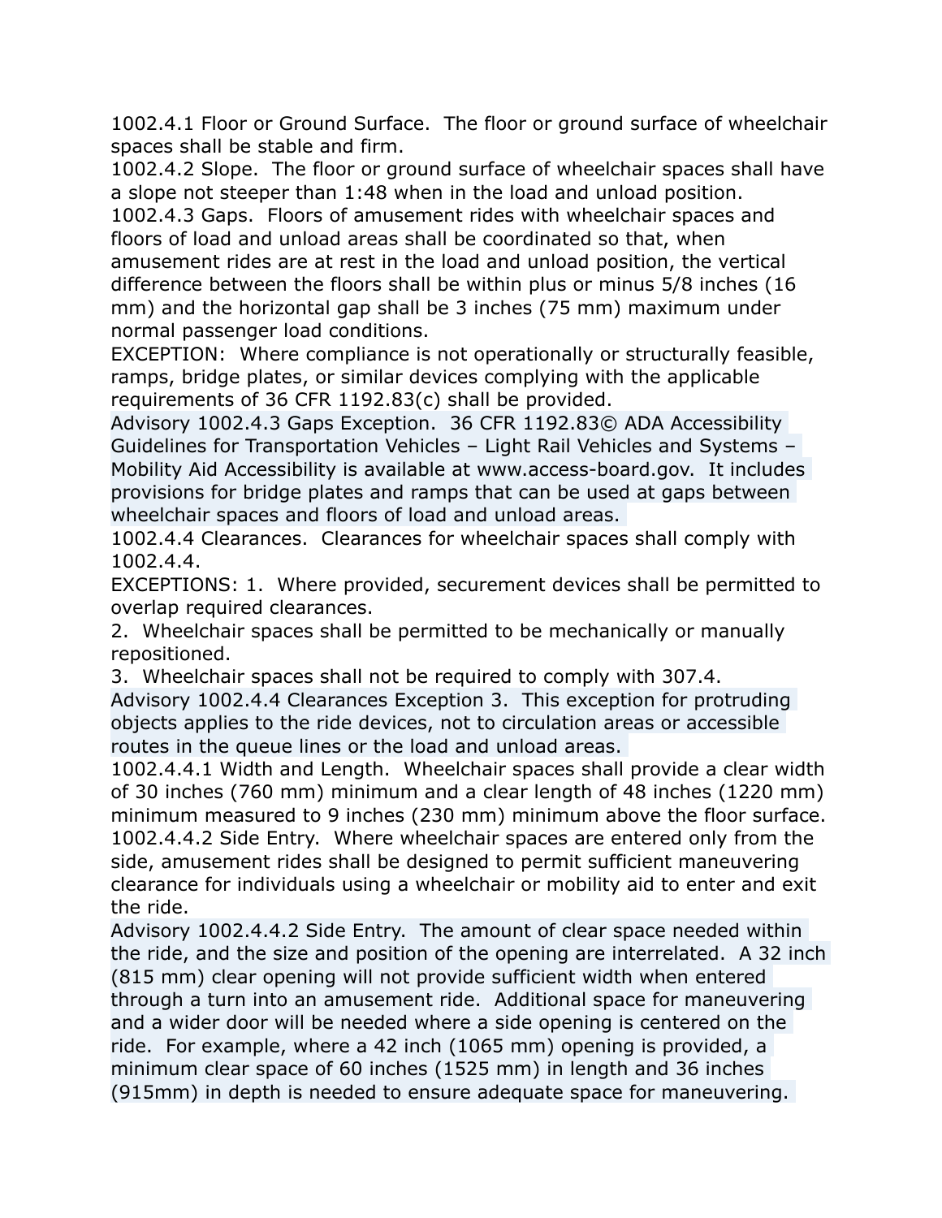1002.4.1 Floor or Ground Surface. The floor or ground surface of wheelchair spaces shall be stable and firm.

1002.4.2 Slope. The floor or ground surface of wheelchair spaces shall have a slope not steeper than 1:48 when in the load and unload position.

1002.4.3 Gaps. Floors of amusement rides with wheelchair spaces and floors of load and unload areas shall be coordinated so that, when amusement rides are at rest in the load and unload position, the vertical difference between the floors shall be within plus or minus 5/8 inches (16 mm) and the horizontal gap shall be 3 inches (75 mm) maximum under normal passenger load conditions.

EXCEPTION: Where compliance is not operationally or structurally feasible, ramps, bridge plates, or similar devices complying with the applicable requirements of 36 CFR 1192.83(c) shall be provided.

Advisory 1002.4.3 Gaps Exception. 36 CFR 1192.83© ADA Accessibility Guidelines for Transportation Vehicles – Light Rail Vehicles and Systems – Mobility Aid Accessibility is available at www.access-board.gov. It includes provisions for bridge plates and ramps that can be used at gaps between wheelchair spaces and floors of load and unload areas.

1002.4.4 Clearances. Clearances for wheelchair spaces shall comply with 1002.4.4.

EXCEPTIONS: 1. Where provided, securement devices shall be permitted to overlap required clearances.

2. Wheelchair spaces shall be permitted to be mechanically or manually repositioned.

3. Wheelchair spaces shall not be required to comply with 307.4.

Advisory 1002.4.4 Clearances Exception 3. This exception for protruding objects applies to the ride devices, not to circulation areas or accessible routes in the queue lines or the load and unload areas.

1002.4.4.1 Width and Length. Wheelchair spaces shall provide a clear width of 30 inches (760 mm) minimum and a clear length of 48 inches (1220 mm) minimum measured to 9 inches (230 mm) minimum above the floor surface.

1002.4.4.2 Side Entry. Where wheelchair spaces are entered only from the side, amusement rides shall be designed to permit sufficient maneuvering clearance for individuals using a wheelchair or mobility aid to enter and exit the ride.

Advisory 1002.4.4.2 Side Entry. The amount of clear space needed within the ride, and the size and position of the opening are interrelated. A 32 inch (815 mm) clear opening will not provide sufficient width when entered through a turn into an amusement ride. Additional space for maneuvering and a wider door will be needed where a side opening is centered on the ride. For example, where a 42 inch (1065 mm) opening is provided, a minimum clear space of 60 inches (1525 mm) in length and 36 inches (915mm) in depth is needed to ensure adequate space for maneuvering.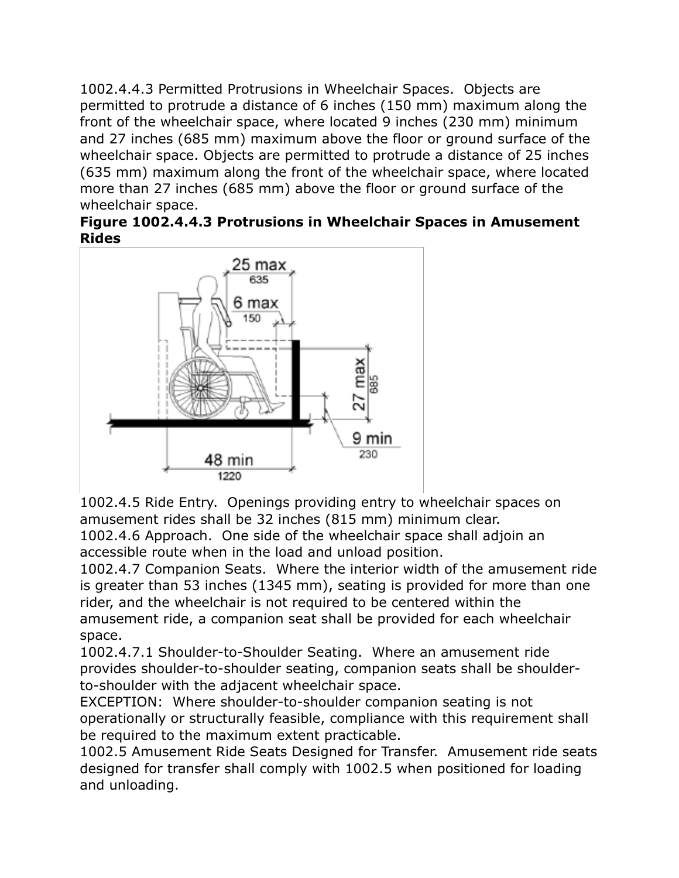1002.4.4.3 Permitted Protrusions in Wheelchair Spaces. Objects are permitted to protrude a distance of 6 inches (150 mm) maximum along the front of the wheelchair space, where located 9 inches (230 mm) minimum and 27 inches (685 mm) maximum above the floor or ground surface of the wheelchair space. Objects are permitted to protrude a distance of 25 inches (635 mm) maximum along the front of the wheelchair space, where located more than 27 inches (685 mm) above the floor or ground surface of the wheelchair space.

**Figure 1002.4.4.3 Protrusions in Wheelchair Spaces in Amusement Rides**

1002.4.5 Ride Entry. Openings providing entry to wheelchair spaces on amusement rides shall be 32 inches (815 mm) minimum clear.

1002.4.6 Approach. One side of the wheelchair space shall adjoin an accessible route when in the load and unload position.

1002.4.7 Companion Seats. Where the interior width of the amusement ride is greater than 53 inches (1345 mm), seating is provided for more than one rider, and the wheelchair is not required to be centered within the amusement ride, a companion seat shall be provided for each wheelchair space.

1002.4.7.1 Shoulder-to-Shoulder Seating. Where an amusement ride provides shoulder-to-shoulder seating, companion seats shall be shoulder-to-shoulder with the adjacent wheelchair space.

EXCEPTION: Where shoulder-to-shoulder companion seating is not operationally or structurally feasible, compliance with this requirement shall be required to the maximum extent practicable.

1002.5 Amusement Ride Seats Designed for Transfer. Amusement ride seats designed for transfer shall comply with 1002.5 when positioned for loading and unloading.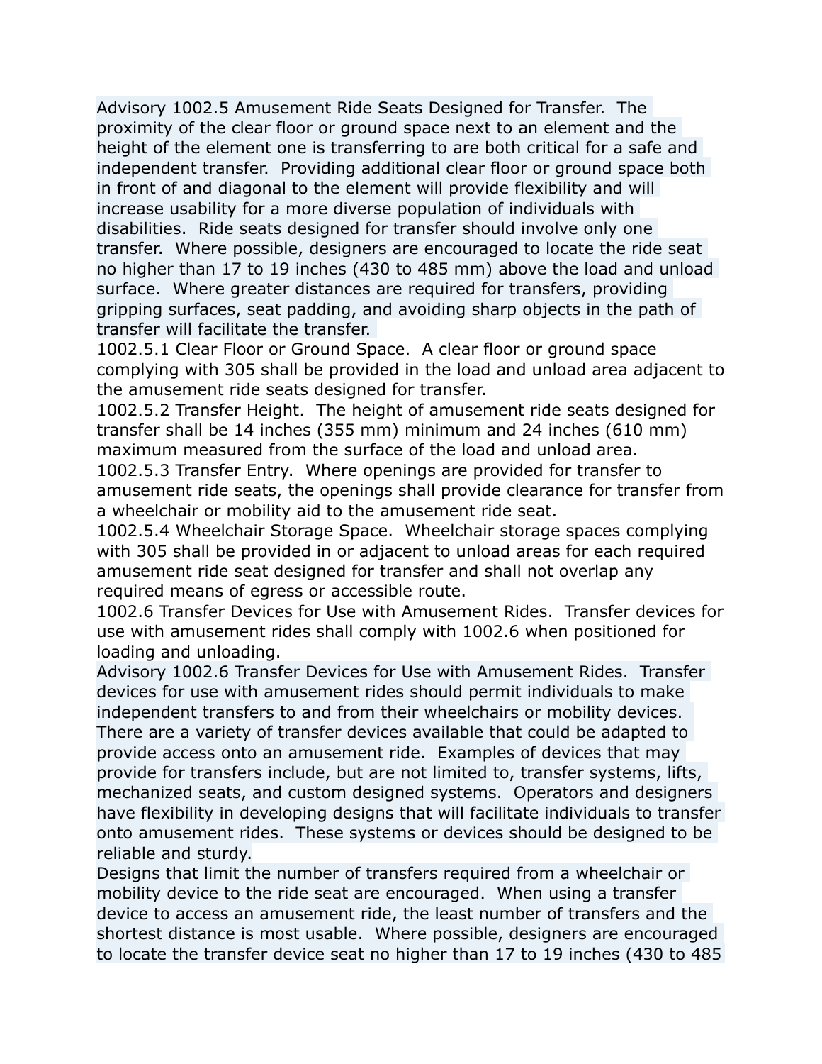Advisory 1002.5 Amusement Ride Seats Designed for Transfer. The proximity of the clear floor or ground space next to an element and the height of the element one is transferring to are both critical for a safe and independent transfer. Providing additional clear floor or ground space both in front of and diagonal to the element will provide flexibility and will increase usability for a more diverse population of individuals with disabilities. Ride seats designed for transfer should involve only one transfer. Where possible, designers are encouraged to locate the ride seat no higher than 17 to 19 inches (430 to 485 mm) above the load and unload surface. Where greater distances are required for transfers, providing gripping surfaces, seat padding, and avoiding sharp objects in the path of transfer will facilitate the transfer.

1002.5.1 Clear Floor or Ground Space. A clear floor or ground space complying with 305 shall be provided in the load and unload area adjacent to the amusement ride seats designed for transfer.

1002.5.2 Transfer Height. The height of amusement ride seats designed for transfer shall be 14 inches (355 mm) minimum and 24 inches (610 mm) maximum measured from the surface of the load and unload area.

1002.5.3 Transfer Entry. Where openings are provided for transfer to amusement ride seats, the openings shall provide clearance for transfer from a wheelchair or mobility aid to the amusement ride seat.

1002.5.4 Wheelchair Storage Space. Wheelchair storage spaces complying with 305 shall be provided in or adjacent to unload areas for each required amusement ride seat designed for transfer and shall not overlap any required means of egress or accessible route.

1002.6 Transfer Devices for Use with Amusement Rides. Transfer devices for use with amusement rides shall comply with 1002.6 when positioned for loading and unloading.

Advisory 1002.6 Transfer Devices for Use with Amusement Rides. Transfer devices for use with amusement rides should permit individuals to make independent transfers to and from their wheelchairs or mobility devices. There are a variety of transfer devices available that could be adapted to provide access onto an amusement ride. Examples of devices that may provide for transfers include, but are not limited to, transfer systems, lifts, mechanized seats, and custom designed systems. Operators and designers have flexibility in developing designs that will facilitate individuals to transfer onto amusement rides. These systems or devices should be designed to be reliable and sturdy.

Designs that limit the number of transfers required from a wheelchair or mobility device to the ride seat are encouraged. When using a transfer device to access an amusement ride, the least number of transfers and the shortest distance is most usable. Where possible, designers are encouraged to locate the transfer device seat no higher than 17 to 19 inches (430 to 485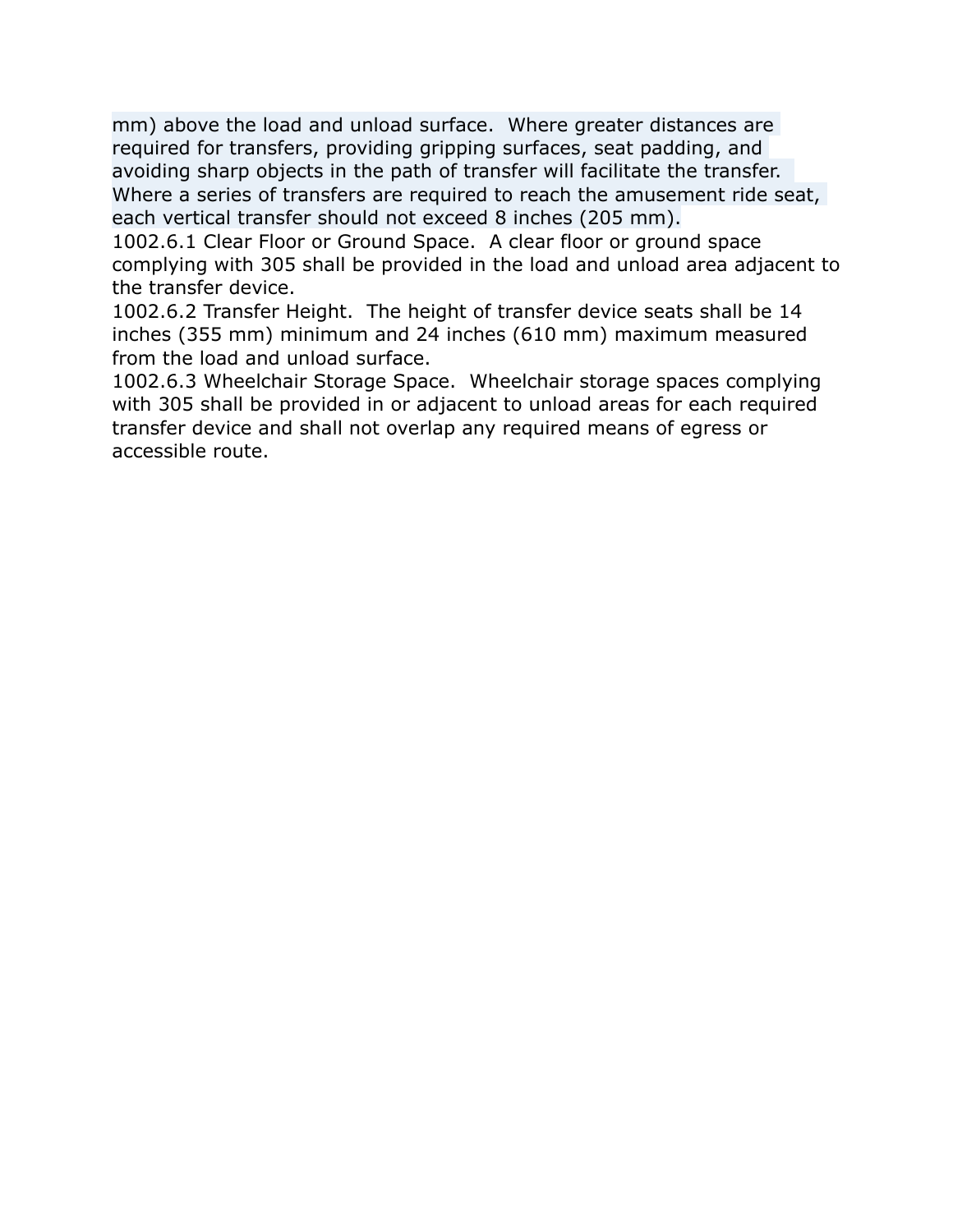mm) above the load and unload surface.  Where greater distances are required for transfers, providing gripping surfaces, seat padding, and avoiding sharp objects in the path of transfer will facilitate the transfer.  Where a series of transfers are required to reach the amusement ride seat, each vertical transfer should not exceed 8 inches (205 mm).

1002.6.1 Clear Floor or Ground Space.  A clear floor or ground space complying with 305 shall be provided in the load and unload area adjacent to the transfer device.

1002.6.2 Transfer Height.  The height of transfer device seats shall be 14 inches (355 mm) minimum and 24 inches (610 mm) maximum measured from the load and unload surface.

1002.6.3 Wheelchair Storage Space.  Wheelchair storage spaces complying with 305 shall be provided in or adjacent to unload areas for each required transfer device and shall not overlap any required means of egress or accessible route.